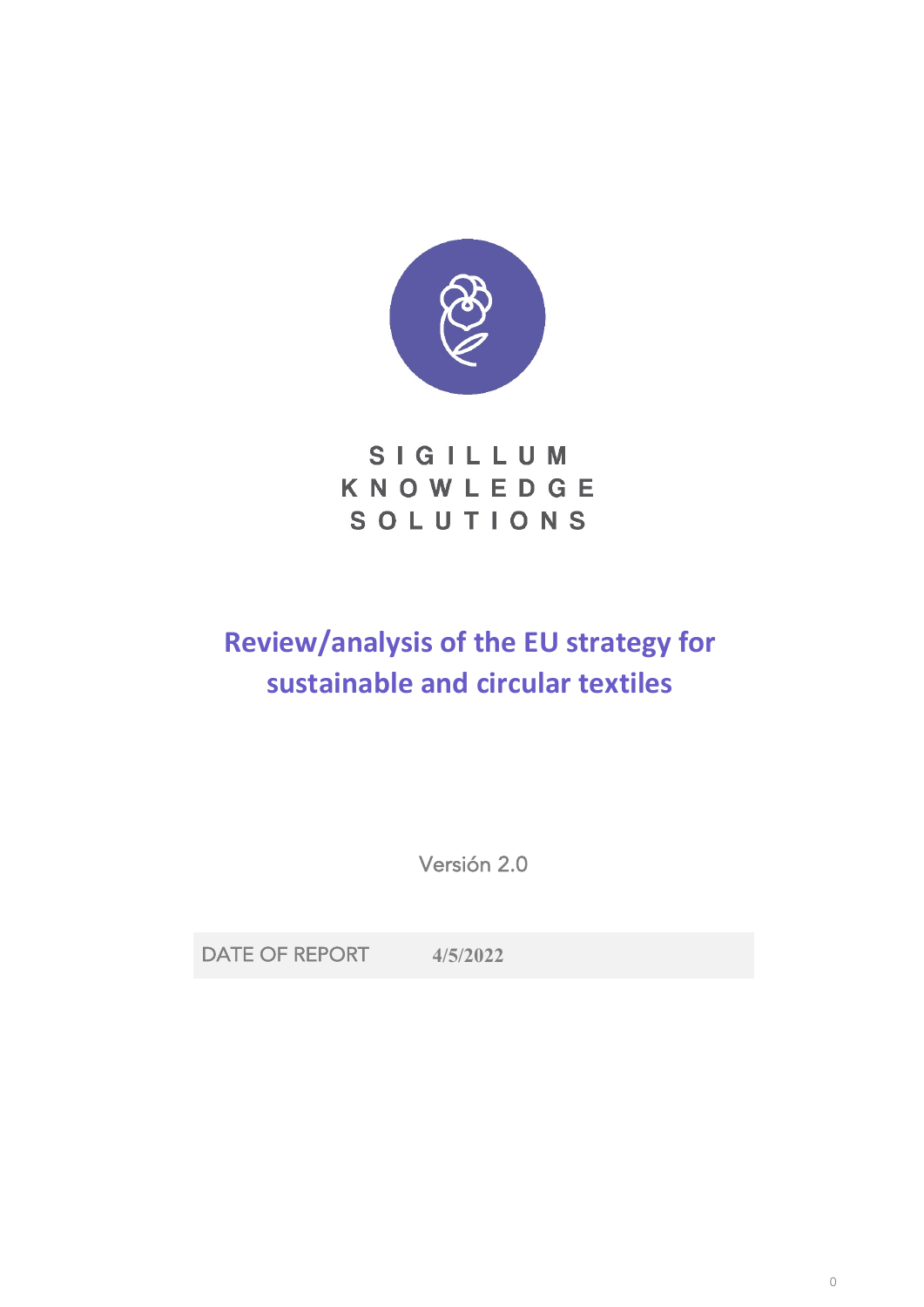SIGILLUM
KNOWLEDGE
SOLUTIONS

# Review/analysis of the EU strategy for sustainable and circular textiles

Versión 2.0

| DATE OF REPORT | 4/5/2022 |
| --- | --- |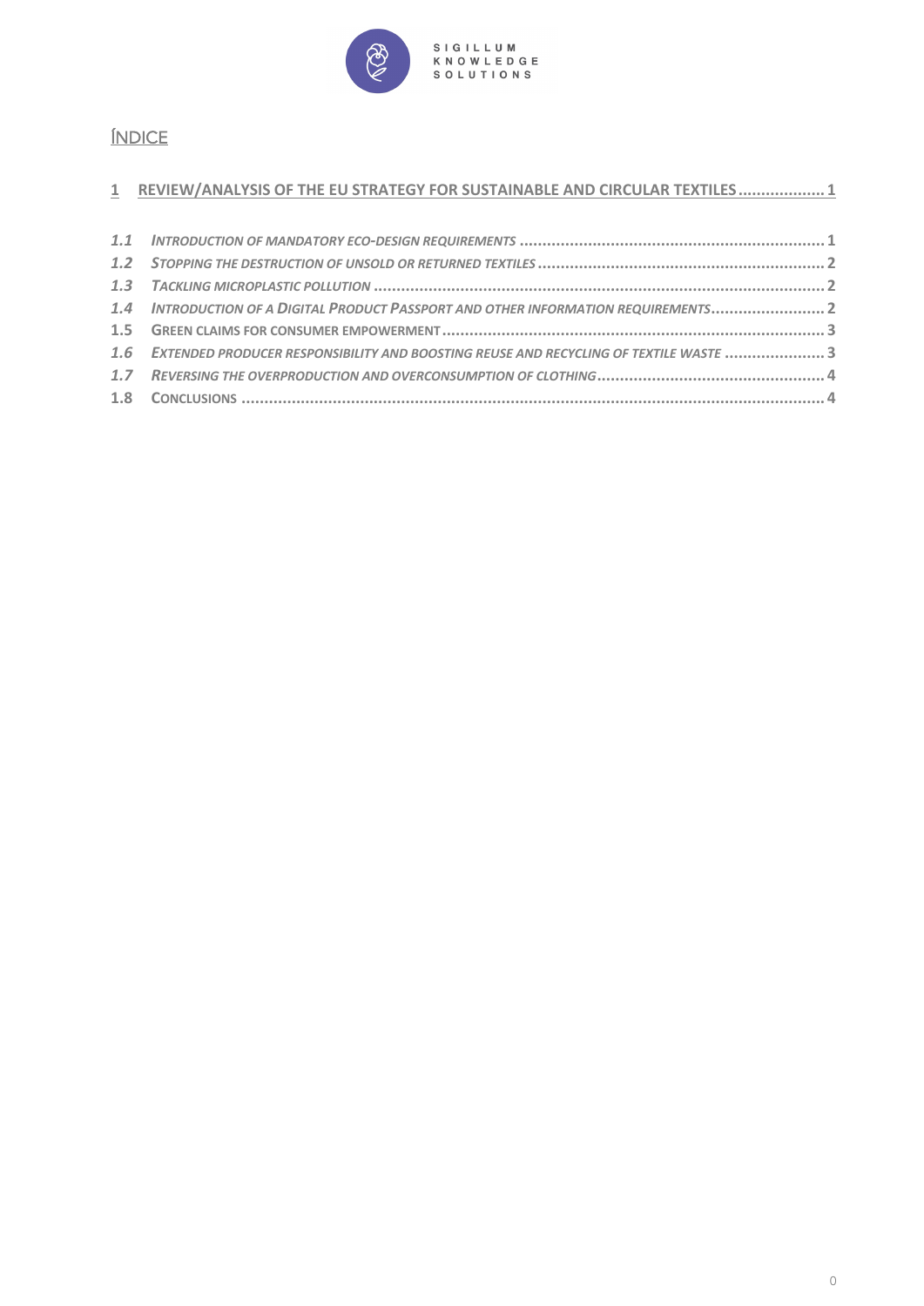## ÍNDICE

1 REVIEW/ANALYSIS OF THE EU STRATEGY FOR SUSTAINABLE AND CIRCULAR TEXTILES .................. 1

1.1 *INTRODUCTION OF MANDATORY ECO-DESIGN REQUIREMENTS* .................................................................. 1
1.2 *STOPPING THE DESTRUCTION OF UNSOLD OR RETURNED TEXTILES* .............................................................. 2
1.3 *TACKLING MICROPLASTIC POLLUTION* ................................................................................................. 2
1.4 *INTRODUCTION OF A DIGITAL PRODUCT PASSPORT AND OTHER INFORMATION REQUIREMENTS* ......................... 2
1.5 GREEN CLAIMS FOR CONSUMER EMPOWERMENT ................................................................................... 3
1.6 *EXTENDED PRODUCER RESPONSIBILITY AND BOOSTING REUSE AND RECYCLING OF TEXTILE WASTE* ...................... 3
1.7 *REVERSING THE OVERPRODUCTION AND OVERCONSUMPTION OF CLOTHING* .................................................. 4
1.8 CONCLUSIONS ............................................................................................................................. 4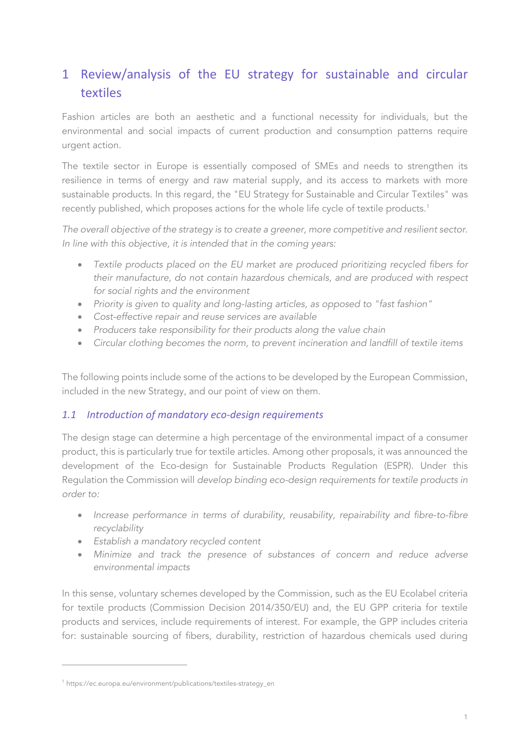# 1 Review/analysis of the EU strategy for sustainable and circular textiles

Fashion articles are both an aesthetic and a functional necessity for individuals, but the environmental and social impacts of current production and consumption patterns require urgent action.

The textile sector in Europe is essentially composed of SMEs and needs to strengthen its resilience in terms of energy and raw material supply, and its access to markets with more sustainable products. In this regard, the "EU Strategy for Sustainable and Circular Textiles" was recently published, which proposes actions for the whole life cycle of textile products.[1]

*The overall objective of the strategy is to create a greener, more competitive and resilient sector. In line with this objective, it is intended that in the coming years:*

- *Textile products placed on the EU market are produced prioritizing recycled fibers for their manufacture, do not contain hazardous chemicals, and are produced with respect for social rights and the environment*
- *Priority is given to quality and long-lasting articles, as opposed to "fast fashion"*
- *Cost-effective repair and reuse services are available*
- *Producers take responsibility for their products along the value chain*
- *Circular clothing becomes the norm, to prevent incineration and landfill of textile items*

The following points include some of the actions to be developed by the European Commission, included in the new Strategy, and our point of view on them.

## 1.1 Introduction of mandatory eco-design requirements

The design stage can determine a high percentage of the environmental impact of a consumer product, this is particularly true for textile articles. Among other proposals, it was announced the development of the Eco-design for Sustainable Products Regulation (ESPR). Under this Regulation the Commission will *develop binding eco-design requirements for textile products in order to:*

- *Increase performance in terms of durability, reusability, repairability and fibre-to-fibre recyclability*
- *Establish a mandatory recycled content*
- *Minimize and track the presence of substances of concern and reduce adverse environmental impacts*

In this sense, voluntary schemes developed by the Commission, such as the EU Ecolabel criteria for textile products (Commission Decision 2014/350/EU) and, the EU GPP criteria for textile products and services, include requirements of interest. For example, the GPP includes criteria for: sustainable sourcing of fibers, durability, restriction of hazardous chemicals used during

[1] https://ec.europa.eu/environment/publications/textiles-strategy_en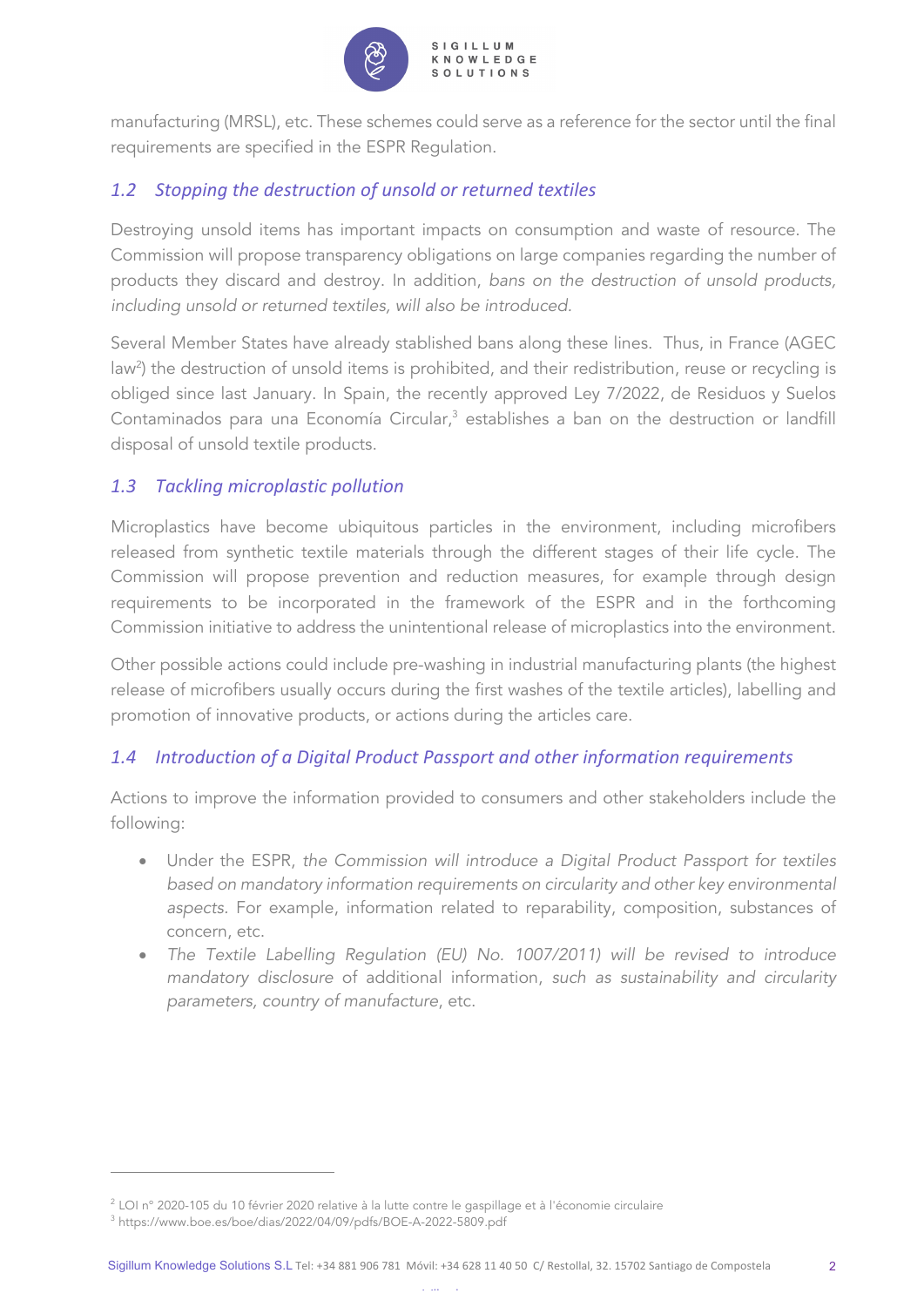manufacturing (MRSL), etc. These schemes could serve as a reference for the sector until the final requirements are specified in the ESPR Regulation.

### 1.2 Stopping the destruction of unsold or returned textiles

Destroying unsold items has important impacts on consumption and waste of resource. The Commission will propose transparency obligations on large companies regarding the number of products they discard and destroy. In addition, *bans on the destruction of unsold products, including unsold or returned textiles, will also be introduced.*

Several Member States have already stablished bans along these lines. Thus, in France (AGEC law[2]) the destruction of unsold items is prohibited, and their redistribution, reuse or recycling is obliged since last January. In Spain, the recently approved Ley 7/2022, de Residuos y Suelos Contaminados para una Economía Circular,[3] establishes a ban on the destruction or landfill disposal of unsold textile products.

### 1.3 Tackling microplastic pollution

Microplastics have become ubiquitous particles in the environment, including microfibers released from synthetic textile materials through the different stages of their life cycle. The Commission will propose prevention and reduction measures, for example through design requirements to be incorporated in the framework of the ESPR and in the forthcoming Commission initiative to address the unintentional release of microplastics into the environment.

Other possible actions could include pre-washing in industrial manufacturing plants (the highest release of microfibers usually occurs during the first washes of the textile articles), labelling and promotion of innovative products, or actions during the articles care.

### 1.4 Introduction of a Digital Product Passport and other information requirements

Actions to improve the information provided to consumers and other stakeholders include the following:

- Under the ESPR, *the Commission will introduce a Digital Product Passport for textiles based on mandatory information requirements on circularity and other key environmental aspects*. For example, information related to reparability, composition, substances of concern, etc.
- *The Textile Labelling Regulation (EU) No. 1007/2011) will be revised to introduce mandatory disclosure* of additional information, *such as sustainability and circularity parameters, country of manufacture*, etc.

---

[2] LOI n° 2020-105 du 10 février 2020 relative à la lutte contre le gaspillage et à l'économie circulaire

[3] https://www.boe.es/boe/dias/2022/04/09/pdfs/BOE-A-2022-5809.pdf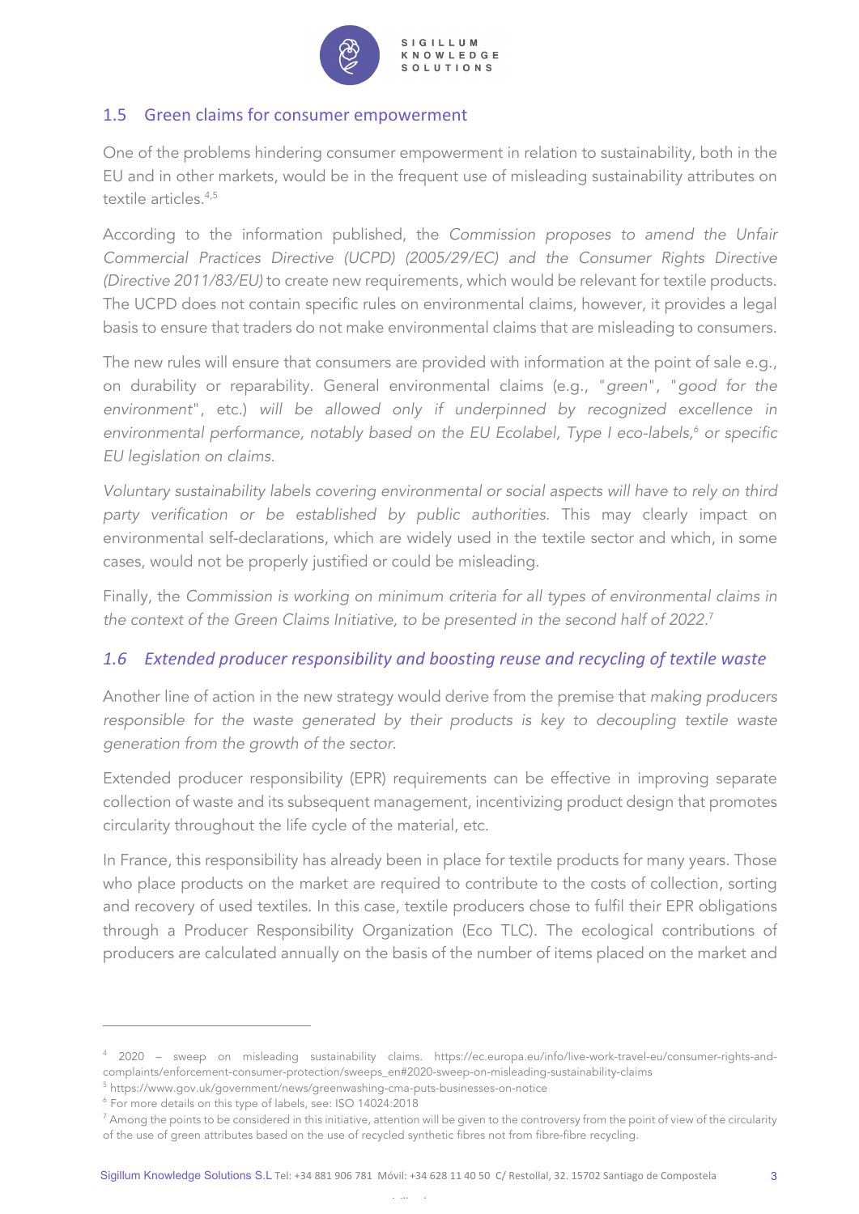## 1.5 Green claims for consumer empowerment

One of the problems hindering consumer empowerment in relation to sustainability, both in the EU and in other markets, would be in the frequent use of misleading sustainability attributes on textile articles.[4,5]

According to the information published, the *Commission proposes to amend the Unfair Commercial Practices Directive (UCPD) (2005/29/EC) and the Consumer Rights Directive (Directive 2011/83/EU)* to create new requirements, which would be relevant for textile products. The UCPD does not contain specific rules on environmental claims, however, it provides a legal basis to ensure that traders do not make environmental claims that are misleading to consumers.

The new rules will ensure that consumers are provided with information at the point of sale e.g., on durability or reparability. General environmental claims (e.g., "*green*", "*good for the environment*", etc.) *will be allowed only if underpinned by recognized excellence in environmental performance, notably based on the EU Ecolabel, Type I eco-labels,*[6] *or specific EU legislation on claims.*

*Voluntary sustainability labels covering environmental or social aspects will have to rely on third party verification or be established by public authorities.* This may clearly impact on environmental self-declarations, which are widely used in the textile sector and which, in some cases, would not be properly justified or could be misleading.

Finally, the *Commission is working on minimum criteria for all types of environmental claims in the context of the Green Claims Initiative, to be presented in the second half of 2022.*[7]

## *1.6 Extended producer responsibility and boosting reuse and recycling of textile waste*

Another line of action in the new strategy would derive from the premise that *making producers responsible for the waste generated by their products is key to decoupling textile waste generation from the growth of the sector.*

Extended producer responsibility (EPR) requirements can be effective in improving separate collection of waste and its subsequent management, incentivizing product design that promotes circularity throughout the life cycle of the material, etc.

In France, this responsibility has already been in place for textile products for many years. Those who place products on the market are required to contribute to the costs of collection, sorting and recovery of used textiles. In this case, textile producers chose to fulfil their EPR obligations through a Producer Responsibility Organization (Eco TLC). The ecological contributions of producers are calculated annually on the basis of the number of items placed on the market and

---

[4] 2020 – sweep on misleading sustainability claims. https://ec.europa.eu/info/live-work-travel-eu/consumer-rights-and-complaints/enforcement-consumer-protection/sweeps_en#2020-sweep-on-misleading-sustainability-claims

[5] https://www.gov.uk/government/news/greenwashing-cma-puts-businesses-on-notice

[6] For more details on this type of labels, see: ISO 14024:2018

[7] Among the points to be considered in this initiative, attention will be given to the controversy from the point of view of the circularity of the use of green attributes based on the use of recycled synthetic fibres not from fibre-fibre recycling.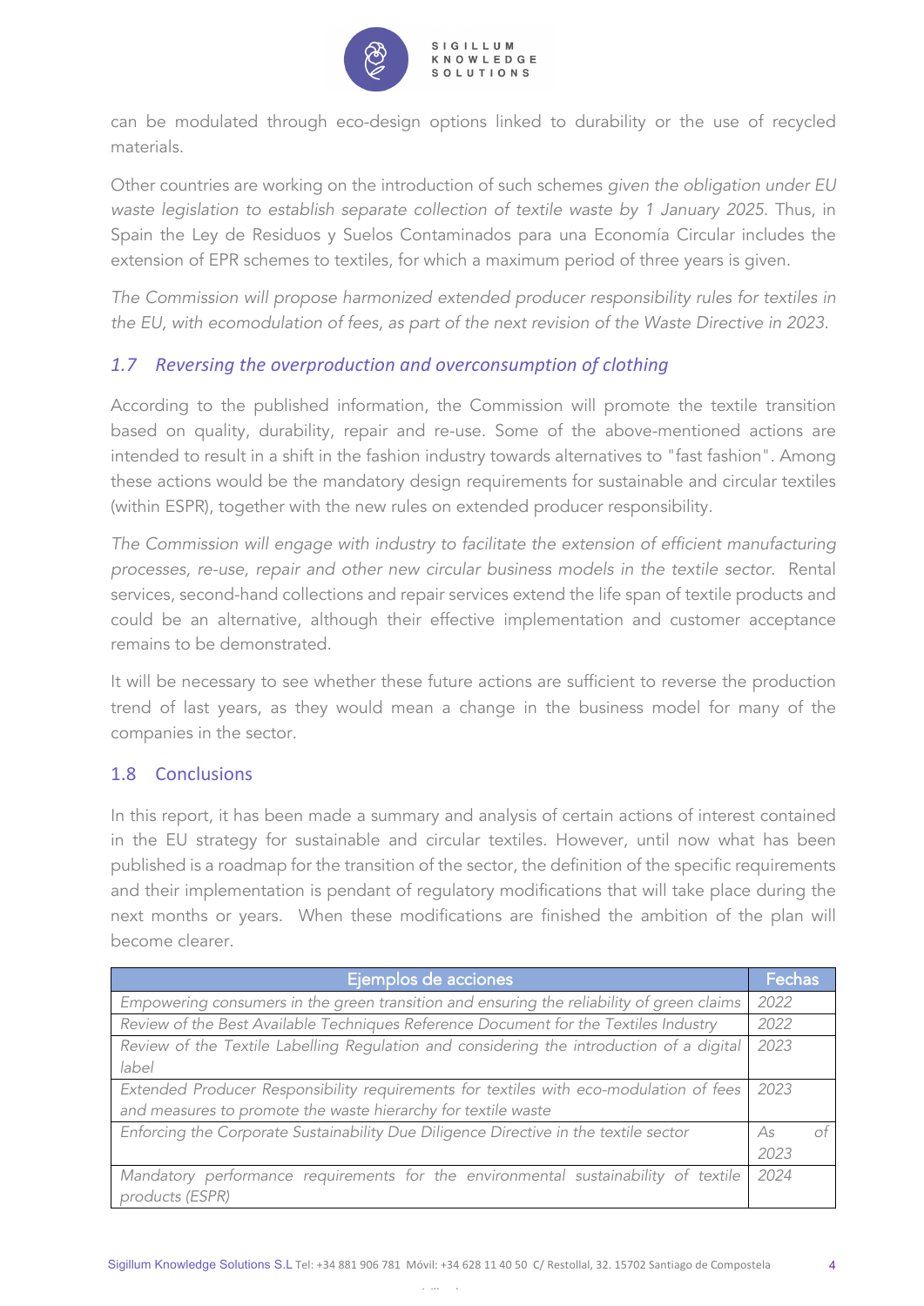can be modulated through eco-design options linked to durability or the use of recycled materials.

Other countries are working on the introduction of such schemes *given the obligation under EU waste legislation to establish separate collection of textile waste by 1 January 2025*. Thus, in Spain the Ley de Residuos y Suelos Contaminados para una Economía Circular includes the extension of EPR schemes to textiles, for which a maximum period of three years is given.

*The Commission will propose harmonized extended producer responsibility rules for textiles in the EU, with ecomodulation of fees, as part of the next revision of the Waste Directive in 2023.*

## *1.7 Reversing the overproduction and overconsumption of clothing*

According to the published information, the Commission will promote the textile transition based on quality, durability, repair and re-use. Some of the above-mentioned actions are intended to result in a shift in the fashion industry towards alternatives to "fast fashion". Among these actions would be the mandatory design requirements for sustainable and circular textiles (within ESPR), together with the new rules on extended producer responsibility.

*The Commission will engage with industry to facilitate the extension of efficient manufacturing processes, re-use, repair and other new circular business models in the textile sector.* Rental services, second-hand collections and repair services extend the life span of textile products and could be an alternative, although their effective implementation and customer acceptance remains to be demonstrated.

It will be necessary to see whether these future actions are sufficient to reverse the production trend of last years, as they would mean a change in the business model for many of the companies in the sector.

## 1.8 Conclusions

In this report, it has been made a summary and analysis of certain actions of interest contained in the EU strategy for sustainable and circular textiles. However, until now what has been published is a roadmap for the transition of the sector, the definition of the specific requirements and their implementation is pendant of regulatory modifications that will take place during the next months or years. When these modifications are finished the ambition of the plan will become clearer.

| Ejemplos de acciones | Fechas |
|---|---|
| *Empowering consumers in the green transition and ensuring the reliability of green claims* | *2022* |
| *Review of the Best Available Techniques Reference Document for the Textiles Industry* | *2022* |
| *Review of the Textile Labelling Regulation and considering the introduction of a digital label* | *2023* |
| *Extended Producer Responsibility requirements for textiles with eco-modulation of fees and measures to promote the waste hierarchy for textile waste* | *2023* |
| *Enforcing the Corporate Sustainability Due Diligence Directive in the textile sector* | *As of 2023* |
| *Mandatory performance requirements for the environmental sustainability of textile products (ESPR)* | *2024* |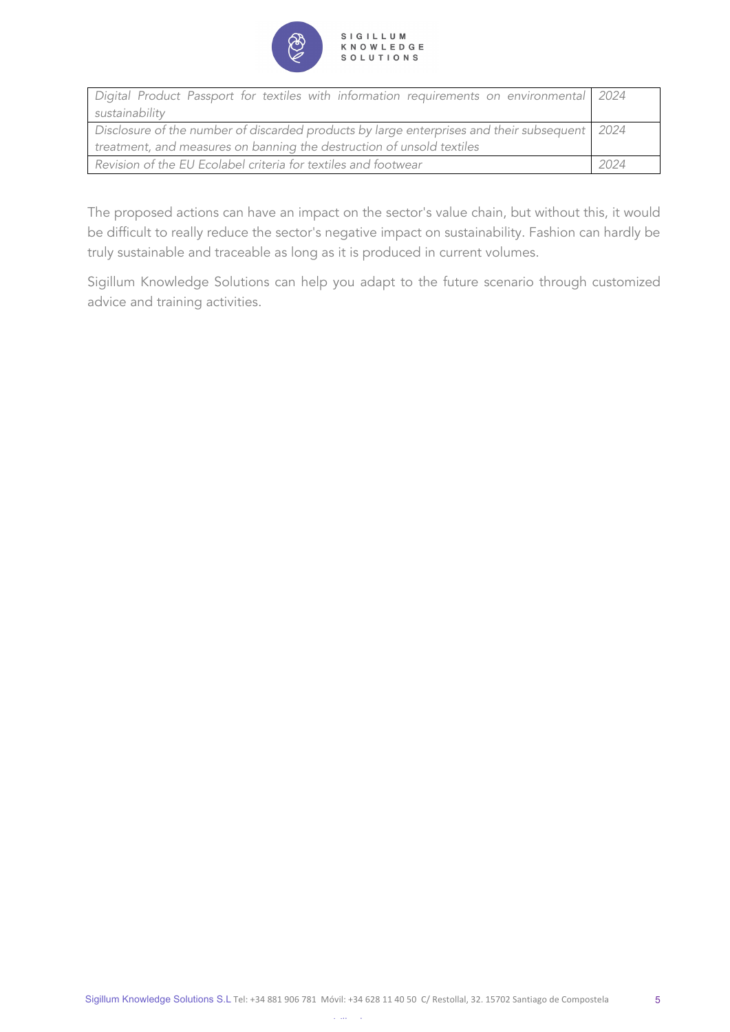| | |
|---|---|
| *Digital Product Passport for textiles with information requirements on environmental sustainability* | *2024* |
| *Disclosure of the number of discarded products by large enterprises and their subsequent treatment, and measures on banning the destruction of unsold textiles* | *2024* |
| *Revision of the EU Ecolabel criteria for textiles and footwear* | *2024* |

The proposed actions can have an impact on the sector's value chain, but without this, it would be difficult to really reduce the sector's negative impact on sustainability. Fashion can hardly be truly sustainable and traceable as long as it is produced in current volumes.

Sigillum Knowledge Solutions can help you adapt to the future scenario through customized advice and training activities.